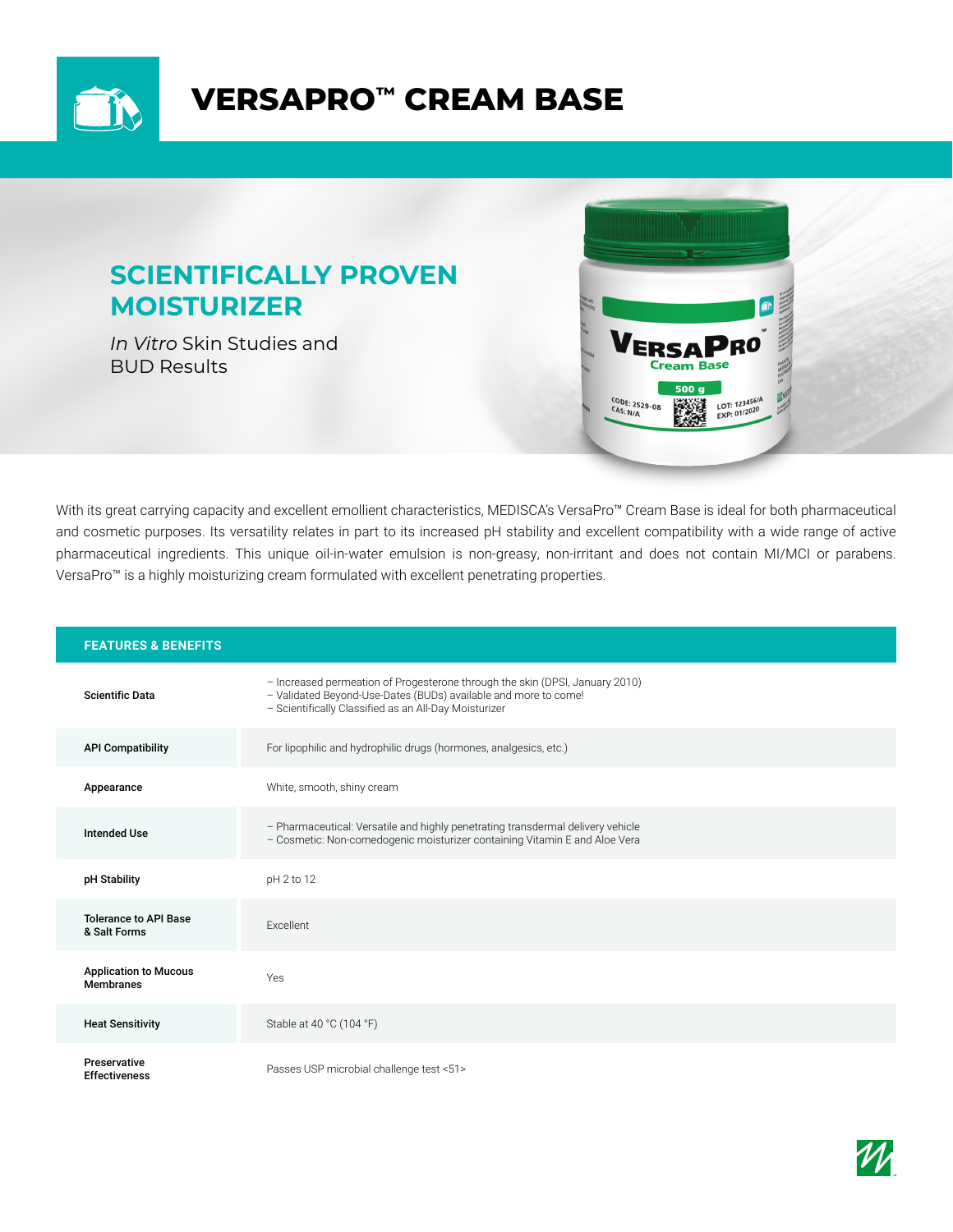# VERSAPRO™ CREAM BASE

## SCIENTIFICALLY PROVEN MOISTURIZER

*In Vitro* Skin Studies and BUD Results

With its great carrying capacity and excellent emollient characteristics, MEDISCA's VersaPro™ Cream Base is ideal for both pharmaceutical and cosmetic purposes. Its versatility relates in part to its increased pH stability and excellent compatibility with a wide range of active pharmaceutical ingredients. This unique oil-in-water emulsion is non-greasy, non-irritant and does not contain MI/MCI or parabens. VersaPro™ is a highly moisturizing cream formulated with excellent penetrating properties.

| FEATURES & BENEFITS | |
|---|---|
| **Scientific Data** | – Increased permeation of Progesterone through the skin (DPSI, January 2010)<br>– Validated Beyond-Use-Dates (BUDs) available and more to come!<br>– Scientifically Classified as an All-Day Moisturizer |
| **API Compatibility** | For lipophilic and hydrophilic drugs (hormones, analgesics, etc.) |
| **Appearance** | White, smooth, shiny cream |
| **Intended Use** | – Pharmaceutical: Versatile and highly penetrating transdermal delivery vehicle<br>– Cosmetic: Non-comedogenic moisturizer containing Vitamin E and Aloe Vera |
| **pH Stability** | pH 2 to 12 |
| **Tolerance to API Base & Salt Forms** | Excellent |
| **Application to Mucous Membranes** | Yes |
| **Heat Sensitivity** | Stable at 40 °C (104 °F) |
| **Preservative Effectiveness** | Passes USP microbial challenge test <51> |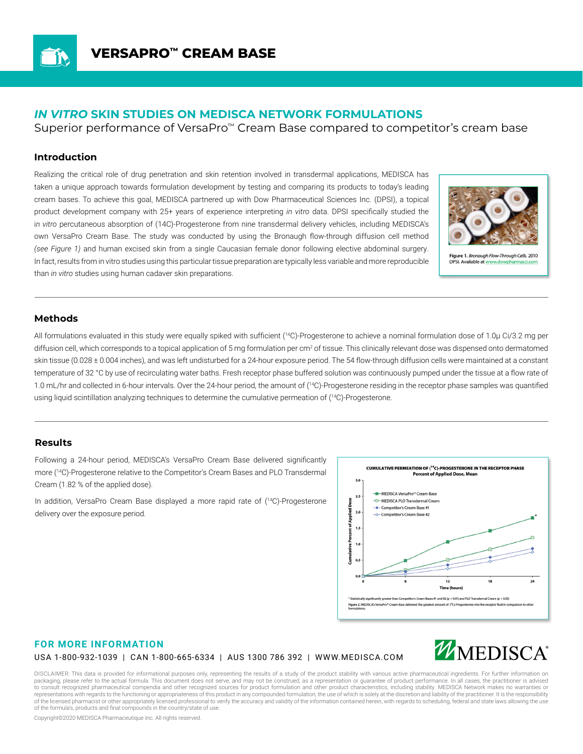# VERSAPRO™ CREAM BASE

## *IN VITRO* SKIN STUDIES ON MEDISCA NETWORK FORMULATIONS

Superior performance of VersaPro™ Cream Base compared to competitor's cream base

### Introduction

Realizing the critical role of drug penetration and skin retention involved in transdermal applications, MEDISCA has taken a unique approach towards formulation development by testing and comparing its products to today's leading cream bases. To achieve this goal, MEDISCA partnered up with Dow Pharmaceutical Sciences Inc. (DPSI), a topical product development company with 25+ years of experience interpreting *in vitro* data. DPSI specifically studied the *in vitro* percutaneous absorption of (14C)-Progesterone from nine transdermal delivery vehicles, including MEDISCA's own VersaPro Cream Base. The study was conducted by using the Bronaugh flow-through diffusion cell method *(see Figure 1)* and human excised skin from a single Caucasian female donor following elective abdominal surgery. In fact, results from in vitro studies using this particular tissue preparation are typically less variable and more reproducible than *in vitro* studies using human cadaver skin preparations.

**Figure 1.** *Bronaugh Flow-Through Cells.* 2010 DPSI. Available at www.dowpharmasci.com

### Methods

All formulations evaluated in this study were equally spiked with sufficient ($^{14}C$)-Progesterone to achieve a nominal formulation dose of 1.0µ Ci/3.2 mg per diffusion cell, which corresponds to a topical application of 5 mg formulation per $cm^2$ of tissue. This clinically relevant dose was dispensed onto dermatomed skin tissue (0.028 ± 0.004 inches), and was left undisturbed for a 24-hour exposure period. The 54 flow-through diffusion cells were maintained at a constant temperature of 32 °C by use of recirculating water baths. Fresh receptor phase buffered solution was continuously pumped under the tissue at a flow rate of 1.0 mL/hr and collected in 6-hour intervals. Over the 24-hour period, the amount of ($^{14}C$)-Progesterone residing in the receptor phase samples was quantified using liquid scintillation analyzing techniques to determine the cumulative permeation of ($^{14}C$)-Progesterone.

### Results

Following a 24-hour period, MEDISCA's VersaPro Cream Base delivered significantly more ($^{14}C$)-Progesterone relative to the Competitor's Cream Bases and PLO Transdermal Cream (1.82 % of the applied dose).

In addition, VersaPro Cream Base displayed a more rapid rate of ($^{14}C$)-Progesterone delivery over the exposure period.

CUMULATIVE PERMEATION OF ($^{14}C$)-PROGESTERONE IN THE RECEPTOR PHASE
Percent of Applied Dose, Mean

MEDISCA VersaPro™ Cream Base
MEDISCA PLO Transdermal Cream
Competitor's Cream Base #1
Competitor's Cream Base #2

Cumulative Percent of Applied Dose
3.0
2.5
2.0
1.5
1.0
0.5
0.0

Time (hours)
0
6
12
18
24

\* Statistically significantly greater than Competitor's Cream Bases #1 and #2 ($p < 0.01$) and PLO Transdermal Cream ($p < 0.05$)

Figure 2. MEDISCA's VersaPro™ Cream Base delivered the greatest amount of ($^{14}C$)-Progesterone into the receptor fluid in comparison to other formulations.

**FOR MORE INFORMATION**

USA 1-800-932-1039 | CAN 1-800-665-6334 | AUS 1300 786 392 | WWW.MEDISCA.COM

MEDISCA®

DISCLAIMER: This data is provided for informational purposes only, representing the results of a study of the product stability with various active pharmaceutical ingredients. For further information on packaging, please refer to the actual formula. This document does not serve, and may not be construed, as a representation or guarantee of product performance. In all cases, the practitioner is advised to consult recognized pharmaceutical compendia and other recognized sources for product formulation and other product characteristics, including stability. MEDISCA Network makes no warranties or representations with regards to the functioning or appropriateness of this product in any compounded formulation, the use of which is solely at the discretion and liability of the practitioner. It is the responsibility of the licensed pharmacist or other appropriately licensed professional to verify the accuracy and validity of the information contained herein, with regards to scheduling, federal and state laws allowing the use of the formula's, products and final compounds in the country/state of use.

Copyright©2020 MEDISCA Pharmaceutique Inc. All rights reserved.